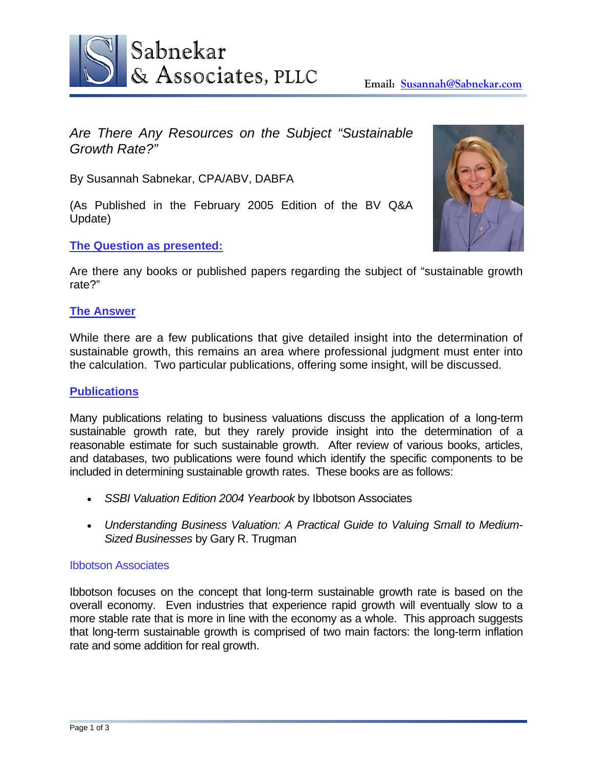Sabnekar & Associates, PLLC

**Email: Susannah@Sabnekar.com**

# *Are There Any Resources on the Subject "Sustainable Growth Rate?"*

By Susannah Sabnekar, CPA/ABV, DABFA

(As Published in the February 2005 Edition of the BV Q&A Update)

## **The Question as presented:**

Are there any books or published papers regarding the subject of "sustainable growth rate?"

## **The Answer**

While there are a few publications that give detailed insight into the determination of sustainable growth, this remains an area where professional judgment must enter into the calculation. Two particular publications, offering some insight, will be discussed.

## **Publications**

Many publications relating to business valuations discuss the application of a long-term sustainable growth rate, but they rarely provide insight into the determination of a reasonable estimate for such sustainable growth. After review of various books, articles, and databases, two publications were found which identify the specific components to be included in determining sustainable growth rates. These books are as follows:

- *SSBI Valuation Edition 2004 Yearbook* by Ibbotson Associates
- *Understanding Business Valuation: A Practical Guide to Valuing Small to Medium-Sized Businesses* by Gary R. Trugman

### Ibbotson Associates

Ibbotson focuses on the concept that long-term sustainable growth rate is based on the overall economy. Even industries that experience rapid growth will eventually slow to a more stable rate that is more in line with the economy as a whole. This approach suggests that long-term sustainable growth is comprised of two main factors: the long-term inflation rate and some addition for real growth.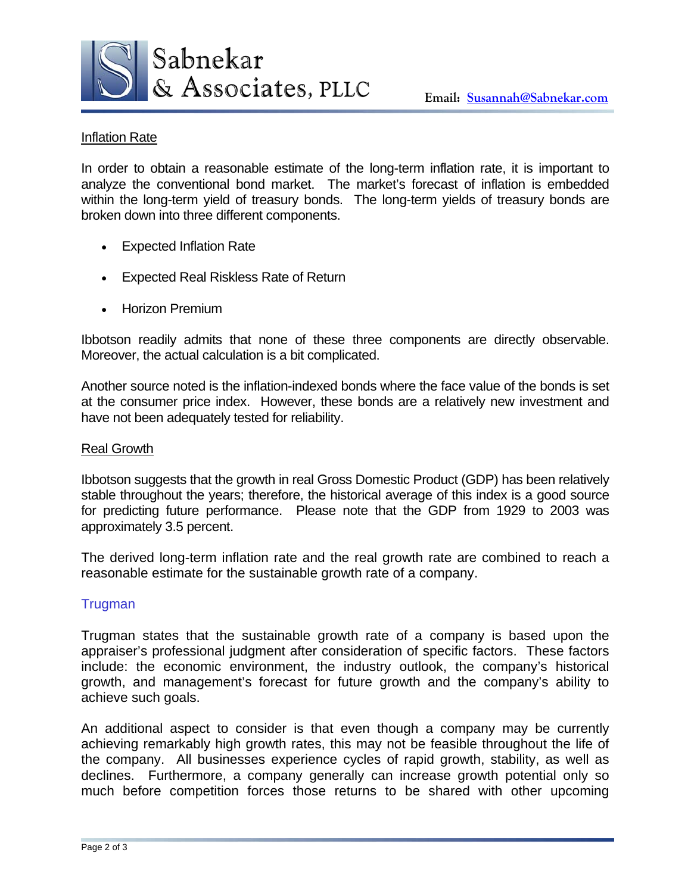### Inflation Rate

In order to obtain a reasonable estimate of the long-term inflation rate, it is important to analyze the conventional bond market. The market's forecast of inflation is embedded within the long-term yield of treasury bonds. The long-term yields of treasury bonds are broken down into three different components.

- Expected Inflation Rate
- Expected Real Riskless Rate of Return
- Horizon Premium

Ibbotson readily admits that none of these three components are directly observable. Moreover, the actual calculation is a bit complicated.

Another source noted is the inflation-indexed bonds where the face value of the bonds is set at the consumer price index. However, these bonds are a relatively new investment and have not been adequately tested for reliability.

### Real Growth

Ibbotson suggests that the growth in real Gross Domestic Product (GDP) has been relatively stable throughout the years; therefore, the historical average of this index is a good source for predicting future performance. Please note that the GDP from 1929 to 2003 was approximately 3.5 percent.

The derived long-term inflation rate and the real growth rate are combined to reach a reasonable estimate for the sustainable growth rate of a company.

## Trugman

Trugman states that the sustainable growth rate of a company is based upon the appraiser's professional judgment after consideration of specific factors. These factors include: the economic environment, the industry outlook, the company's historical growth, and management's forecast for future growth and the company's ability to achieve such goals.

An additional aspect to consider is that even though a company may be currently achieving remarkably high growth rates, this may not be feasible throughout the life of the company. All businesses experience cycles of rapid growth, stability, as well as declines. Furthermore, a company generally can increase growth potential only so much before competition forces those returns to be shared with other upcoming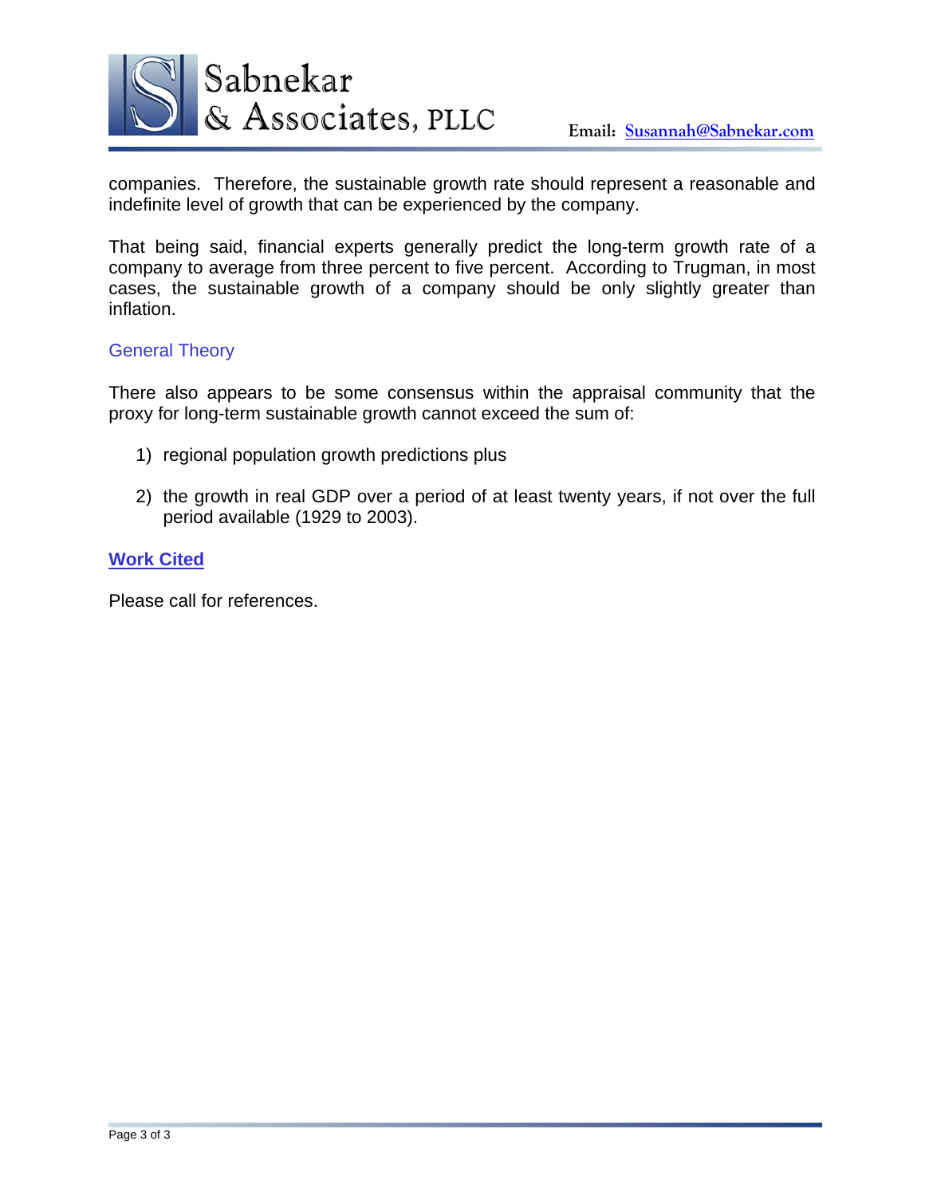companies. Therefore, the sustainable growth rate should represent a reasonable and indefinite level of growth that can be experienced by the company.

That being said, financial experts generally predict the long-term growth rate of a company to average from three percent to five percent. According to Trugman, in most cases, the sustainable growth of a company should be only slightly greater than inflation.

## General Theory

There also appears to be some consensus within the appraisal community that the proxy for long-term sustainable growth cannot exceed the sum of:

1) regional population growth predictions plus

2) the growth in real GDP over a period of at least twenty years, if not over the full period available (1929 to 2003).

## **Work Cited**

Please call for references.